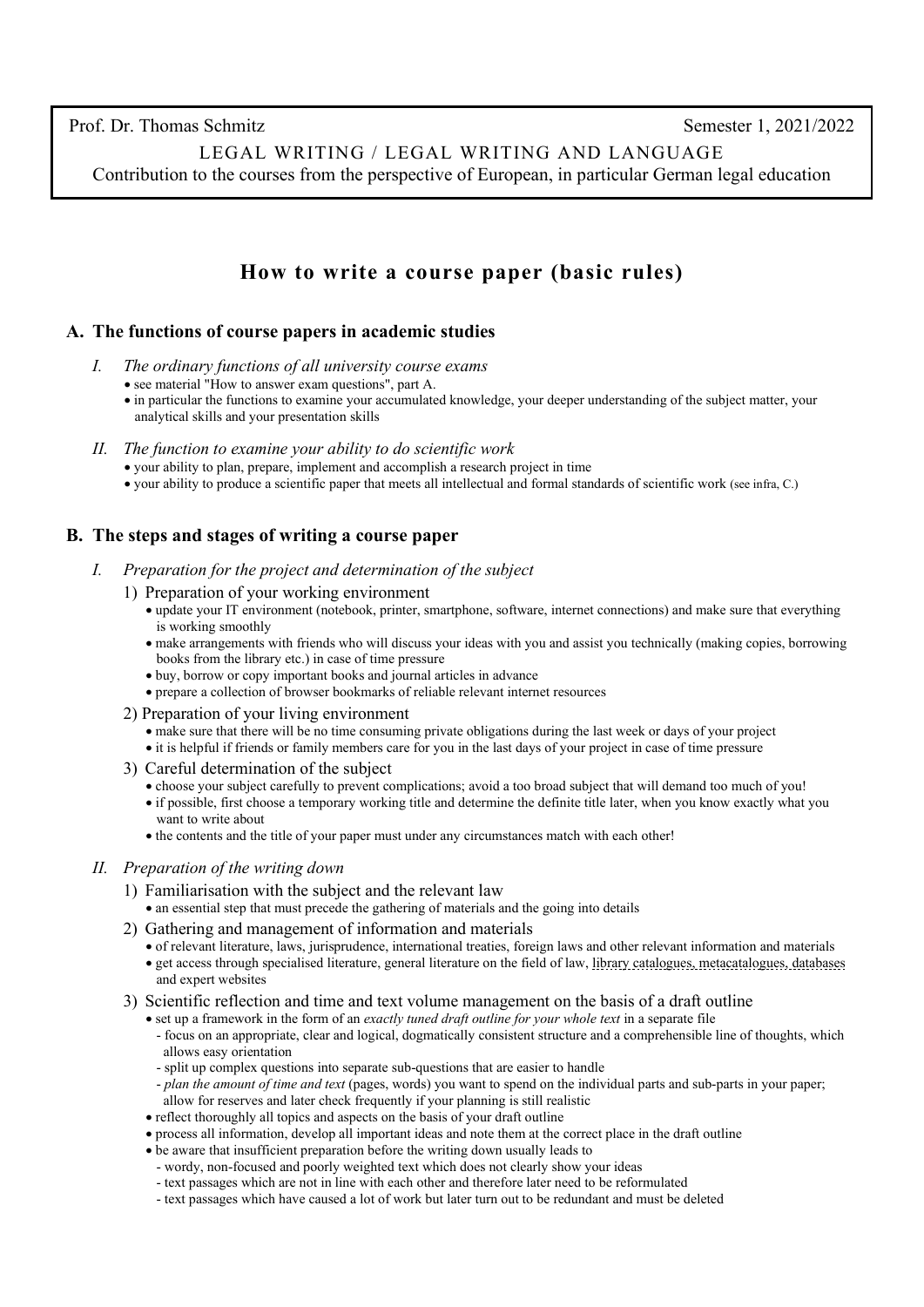Prof. Dr. Thomas Schmitz Semester 1, 2021/2022

LEGAL WRITING / LEGAL WRITING AND LANGUAGE

Contribution to the courses from the perspective of European, in particular German legal education

# How to write a course paper (basic rules)

## A. The functions of course papers in academic studies

*I. The ordinary functions of all university course exams*

- see material "How to answer exam questions", part A.
- in particular the functions to examine your accumulated knowledge, your deeper understanding of the subject matter, your analytical skills and your presentation skills

*II. The function to examine your ability to do scientific work*

- your ability to plan, prepare, implement and accomplish a research project in time
- your ability to produce a scientific paper that meets all intellectual and formal standards of scientific work (see infra, C.)

## B. The steps and stages of writing a course paper

*I. Preparation for the project and determination of the subject*

1) Preparation of your working environment
   - update your IT environment (notebook, printer, smartphone, software, internet connections) and make sure that everything is working smoothly
   - make arrangements with friends who will discuss your ideas with you and assist you technically (making copies, borrowing books from the library etc.) in case of time pressure
   - buy, borrow or copy important books and journal articles in advance
   - prepare a collection of browser bookmarks of reliable relevant internet resources
2) Preparation of your living environment
   - make sure that there will be no time consuming private obligations during the last week or days of your project
   - it is helpful if friends or family members care for you in the last days of your project in case of time pressure
3) Careful determination of the subject
   - choose your subject carefully to prevent complications; avoid a too broad subject that will demand too much of you!
   - if possible, first choose a temporary working title and determine the definite title later, when you know exactly what you want to write about
   - the contents and the title of your paper must under any circumstances match with each other!

*II. Preparation of the writing down*

1) Familiarisation with the subject and the relevant law
   - an essential step that must precede the gathering of materials and the going into details
2) Gathering and management of information and materials
   - of relevant literature, laws, jurisprudence, international treaties, foreign laws and other relevant information and materials
   - get access through specialised literature, general literature on the field of law, library catalogues, metacatalogues, databases and expert websites
3) Scientific reflection and time and text volume management on the basis of a draft outline
   - set up a framework in the form of an *exactly tuned draft outline for your whole text* in a separate file
     - focus on an appropriate, clear and logical, dogmatically consistent structure and a comprehensible line of thoughts, which allows easy orientation
     - split up complex questions into separate sub-questions that are easier to handle
     - *plan the amount of time and text* (pages, words) you want to spend on the individual parts and sub-parts in your paper; allow for reserves and later check frequently if your planning is still realistic
   - reflect thoroughly all topics and aspects on the basis of your draft outline
   - process all information, develop all important ideas and note them at the correct place in the draft outline
   - be aware that insufficient preparation before the writing down usually leads to
     - wordy, non-focused and poorly weighted text which does not clearly show your ideas
     - text passages which are not in line with each other and therefore later need to be reformulated
     - text passages which have caused a lot of work but later turn out to be redundant and must be deleted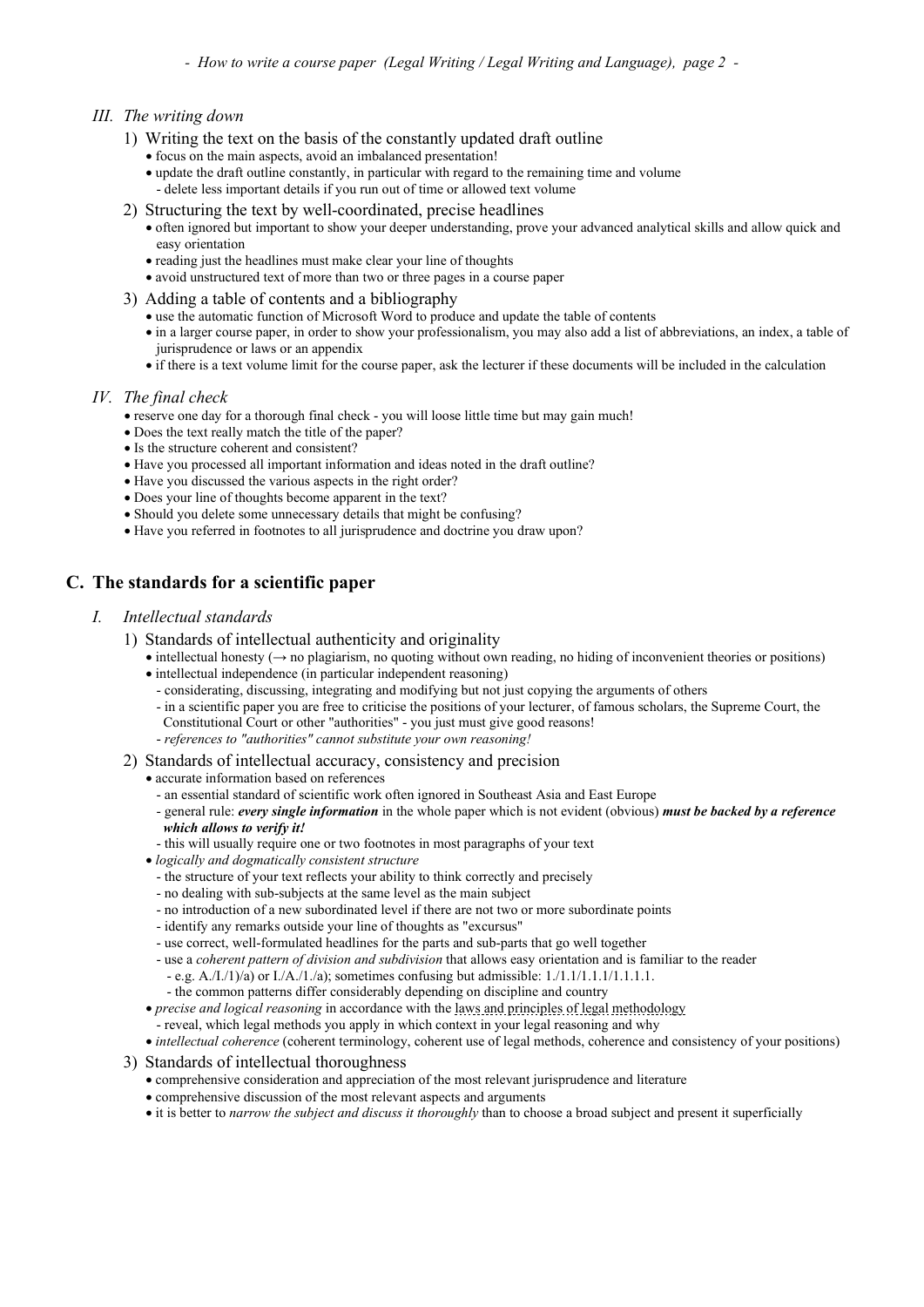### III. The writing down

1) Writing the text on the basis of the constantly updated draft outline
   - focus on the main aspects, avoid an imbalanced presentation!
   - update the draft outline constantly, in particular with regard to the remaining time and volume
     - delete less important details if you run out of time or allowed text volume

2) Structuring the text by well-coordinated, precise headlines
   - often ignored but important to show your deeper understanding, prove your advanced analytical skills and allow quick and easy orientation
   - reading just the headlines must make clear your line of thoughts
   - avoid unstructured text of more than two or three pages in a course paper

3) Adding a table of contents and a bibliography
   - use the automatic function of Microsoft Word to produce and update the table of contents
   - in a larger course paper, in order to show your professionalism, you may also add a list of abbreviations, an index, a table of jurisprudence or laws or an appendix
   - if there is a text volume limit for the course paper, ask the lecturer if these documents will be included in the calculation

### IV. The final check

- reserve one day for a thorough final check - you will loose little time but may gain much!
- Does the text really match the title of the paper?
- Is the structure coherent and consistent?
- Have you processed all important information and ideas noted in the draft outline?
- Have you discussed the various aspects in the right order?
- Does your line of thoughts become apparent in the text?
- Should you delete some unnecessary details that might be confusing?
- Have you referred in footnotes to all jurisprudence and doctrine you draw upon?

## C. The standards for a scientific paper

### I. Intellectual standards

1) Standards of intellectual authenticity and originality
   - intellectual honesty (→ no plagiarism, no quoting without own reading, no hiding of inconvenient theories or positions)
   - intellectual independence (in particular independent reasoning)
     - considerating, discussing, integrating and modifying but not just copying the arguments of others
     - in a scientific paper you are free to criticise the positions of your lecturer, of famous scholars, the Supreme Court, the Constitutional Court or other "authorities" - you just must give good reasons!
     - *references to "authorities" cannot substitute your own reasoning!*

2) Standards of intellectual accuracy, consistency and precision
   - accurate information based on references
     - an essential standard of scientific work often ignored in Southeast Asia and East Europe
     - general rule: ***every single information*** in the whole paper which is not evident (obvious) ***must be backed by a reference which allows to verify it!***
     - this will usually require one or two footnotes in most paragraphs of your text
   - *logically and dogmatically consistent structure*
     - the structure of your text reflects your ability to think correctly and precisely
     - no dealing with sub-subjects at the same level as the main subject
     - no introduction of a new subordinated level if there are not two or more subordinate points
     - identify any remarks outside your line of thoughts as "excursus"
     - use correct, well-formulated headlines for the parts and sub-parts that go well together
     - use a *coherent pattern of division and subdivision* that allows easy orientation and is familiar to the reader
       - e.g. A./I./1)/a) or I./A./1./a); sometimes confusing but admissible: 1./1.1/1.1.1/1.1.1.1.
       - the common patterns differ considerably depending on discipline and country
   - *precise and logical reasoning* in accordance with the laws and principles of legal methodology
     - reveal, which legal methods you apply in which context in your legal reasoning and why
   - *intellectual coherence* (coherent terminology, coherent use of legal methods, coherence and consistency of your positions)

3) Standards of intellectual thoroughness
   - comprehensive consideration and appreciation of the most relevant jurisprudence and literature
   - comprehensive discussion of the most relevant aspects and arguments
   - it is better to *narrow the subject and discuss it thoroughly* than to choose a broad subject and present it superficially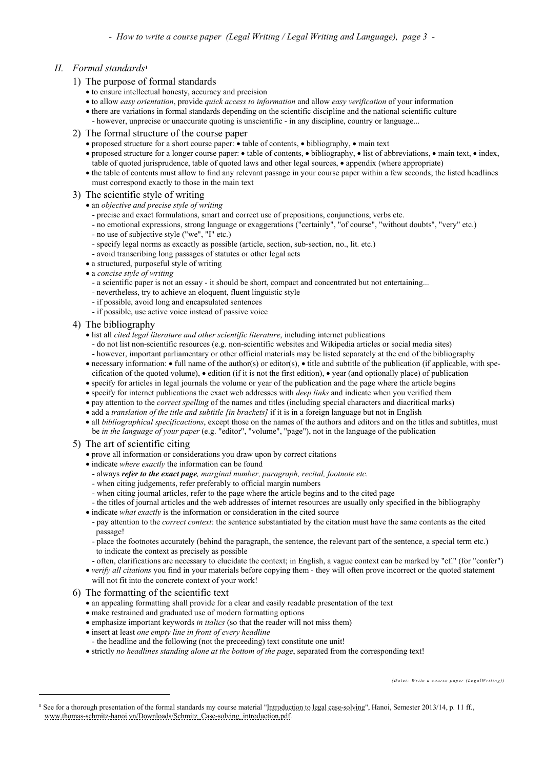## II. *Formal standards*[1]

### 1) The purpose of formal standards

- to ensure intellectual honesty, accuracy and precision
- to allow *easy orientation*, provide *quick access to information* and allow *easy verification* of your information
- there are variations in formal standards depending on the scientific discipline and the national scientific culture
  - however, unprecise or unaccurate quoting is unscientific - in any discipline, country or language...

### 2) The formal structure of the course paper

- proposed structure for a short course paper: • table of contents, • bibliography, • main text
- proposed structure for a longer course paper: • table of contents, • bibliography, • list of abbreviations, • main text, • index, table of quoted jurisprudence, table of quoted laws and other legal sources, • appendix (where appropriate)
- the table of contents must allow to find any relevant passage in your course paper within a few seconds; the listed headlines must correspond exactly to those in the main text

### 3) The scientific style of writing

- an *objective and precise style of writing*
  - precise and exact formulations, smart and correct use of prepositions, conjunctions, verbs etc.
  - no emotional expressions, strong language or exaggerations ("certainly", "of course", "without doubts", "very" etc.)
  - no use of subjective style ("we", "I" etc.)
  - specify legal norms as excactly as possible (article, section, sub-section, no., lit. etc.)
  - avoid transcribing long passages of statutes or other legal acts
- a structured, purposeful style of writing
- a *concise style of writing*
  - a scientific paper is not an essay - it should be short, compact and concentrated but not entertaining...
  - nevertheless, try to achieve an eloquent, fluent linguistic style
  - if possible, avoid long and encapsulated sentences
  - if possible, use active voice instead of passive voice

### 4) The bibliography

- list all *cited legal literature and other scientific literature*, including internet publications
  - do not list non-scientific resources (e.g. non-scientific websites and Wikipedia articles or social media sites)
  - however, important parliamentary or other official materials may be listed separately at the end of the bibliography
- necessary information: • full name of the author(s) or editor(s), • title and subtitle of the publication (if applicable, with specification of the quoted volume), • edition (if it is not the first edition), • year (and optionally place) of publication
- specify for articles in legal journals the volume or year of the publication and the page where the article begins
- specify for internet publications the exact web addresses with *deep links* and indicate when you verified them
- pay attention to the *correct spelling* of the names and titles (including special characters and diacritical marks)
- add a *translation of the title and subtitle [in brackets]* if it is in a foreign language but not in English
- all *bibliographical specificactions*, except those on the names of the authors and editors and on the titles and subtitles, must be *in the language of your paper* (e.g. "editor", "volume", "page"), not in the language of the publication

### 5) The art of scientific citing

- prove all information or considerations you draw upon by correct citations
- indicate *where exactly* the information can be found
  - always ***refer to the exact page****, marginal number, paragraph, recital, footnote etc.*
  - when citing judgements, refer preferably to official margin numbers
  - when citing journal articles, refer to the page where the article begins and to the cited page
  - the titles of journal articles and the web addresses of internet resources are usually only specified in the bibliography
- indicate *what exactly* is the information or consideration in the cited source
  - pay attention to the *correct context*: the sentence substantiated by the citation must have the same contents as the cited passage!
  - place the footnotes accurately (behind the paragraph, the sentence, the relevant part of the sentence, a special term etc.) to indicate the context as precisely as possible
  - often, clarifications are necessary to elucidate the context; in English, a vague context can be marked by "cf." (for "confer")
- *verify all citations* you find in your materials before copying them - they will often prove incorrect or the quoted statement will not fit into the concrete context of your work!

### 6) The formatting of the scientific text

- an appealing formatting shall provide for a clear and easily readable presentation of the text
- make restrained and graduated use of modern formatting options
- emphasize important keywords *in italics* (so that the reader will not miss them)
- insert at least *one empty line in front of every headline*
  - the headline and the following (not the preceeding) text constitute one unit!
- strictly *no headlines standing alone at the bottom of the page*, separated from the corresponding text!

---

[1] See for a thorough presentation of the formal standards my course material "Introduction to legal case-solving", Hanoi, Semester 2013/14, p. 11 ff., www.thomas-schmitz-hanoi.vn/Downloads/Schmitz_Case-solving_introduction.pdf.